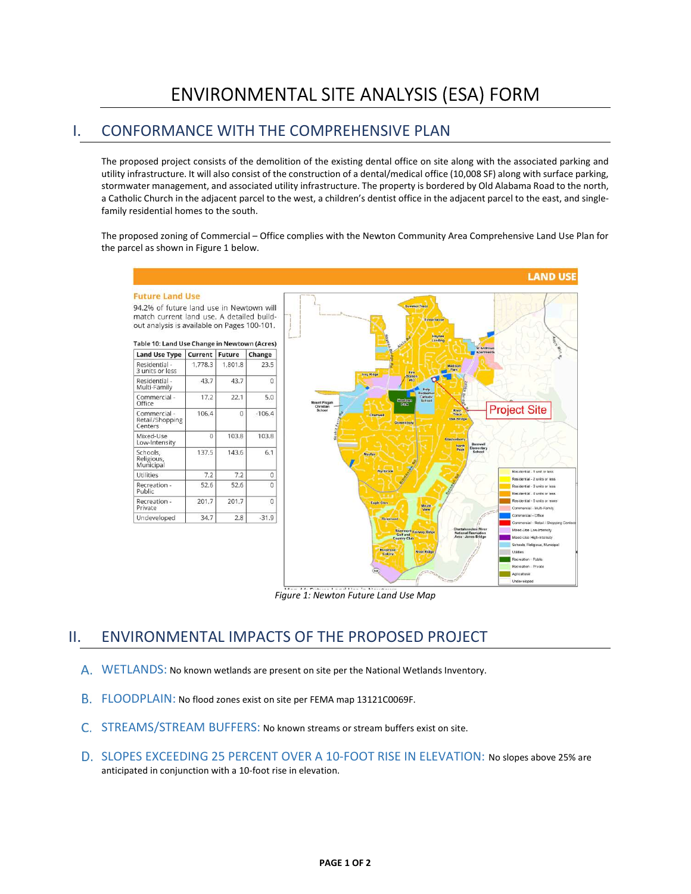# ENVIRONMENTAL SITE ANALYSIS (ESA) FORM

## I. CONFORMANCE WITH THE COMPREHENSIVE PLAN

The proposed project consists of the demolition of the existing dental office on site along with the associated parking and utility infrastructure. It will also consist of the construction of a dental/medical office (10,008 SF) along with surface parking, stormwater management, and associated utility infrastructure. The property is bordered by Old Alabama Road to the north, a Catholic Church in the adjacent parcel to the west, a children's dentist office in the adjacent parcel to the east, and single-family residential homes to the south.

The proposed zoning of Commercial – Office complies with the Newton Community Area Comprehensive Land Use Plan for the parcel as shown in Figure 1 below.

**LAND USE**

**Future Land Use**

94.2% of future land use in Newtown will match current land use. A detailed build-out analysis is available on Pages 100-101.

**Table 10: Land Use Change in Newtown (Acres)**

| Land Use Type | Current | Future | Change |
|---|---|---|---|
| Residential - 3 units or less | 1,778.3 | 1,801.8 | 23.5 |
| Residential - Multi-Family | 43.7 | 43.7 | 0 |
| Commercial - Office | 17.2 | 22.1 | 5.0 |
| Commercial - Retail/Shopping Centers | 106.4 | 0 | -106.4 |
| Mixed-Use Low-Intensity | 0 | 103.8 | 103.8 |
| Schools, Religious, Municipal | 137.5 | 143.6 | 6.1 |
| Utilities | 7.2 | 7.2 | 0 |
| Recreation - Public | 52.6 | 52.6 | 0 |
| Recreation - Private | 201.7 | 201.7 | 0 |
| Undeveloped | 34.7 | 2.8 | -31.9 |

*Figure 1: Newton Future Land Use Map*

## II. ENVIRONMENTAL IMPACTS OF THE PROPOSED PROJECT

**A. WETLANDS:** No known wetlands are present on site per the National Wetlands Inventory.

**B. FLOODPLAIN:** No flood zones exist on site per FEMA map 13121C0069F.

**C. STREAMS/STREAM BUFFERS:** No known streams or stream buffers exist on site.

**D. SLOPES EXCEEDING 25 PERCENT OVER A 10-FOOT RISE IN ELEVATION:** No slopes above 25% are anticipated in conjunction with a 10-foot rise in elevation.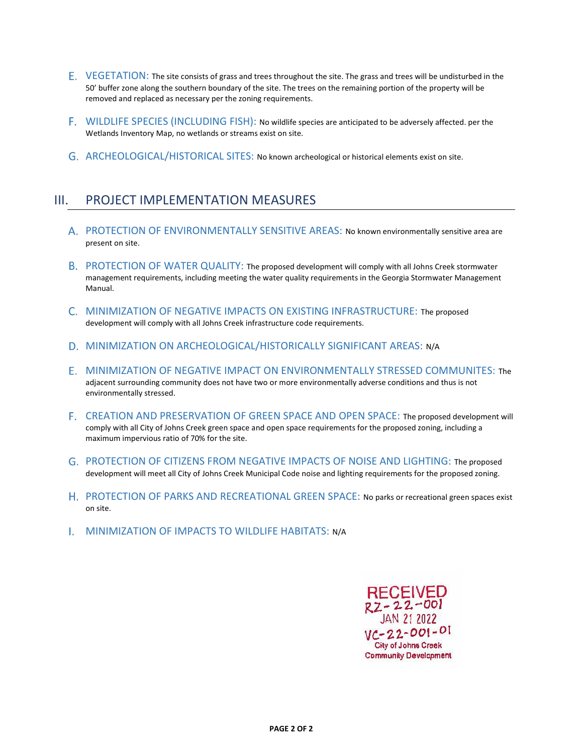E. VEGETATION: The site consists of grass and trees throughout the site. The grass and trees will be undisturbed in the 50' buffer zone along the southern boundary of the site. The trees on the remaining portion of the property will be removed and replaced as necessary per the zoning requirements.

F. WILDLIFE SPECIES (INCLUDING FISH): No wildlife species are anticipated to be adversely affected. per the Wetlands Inventory Map, no wetlands or streams exist on site.

G. ARCHEOLOGICAL/HISTORICAL SITES: No known archeological or historical elements exist on site.

## III. PROJECT IMPLEMENTATION MEASURES

A. PROTECTION OF ENVIRONMENTALLY SENSITIVE AREAS: No known environmentally sensitive area are present on site.

B. PROTECTION OF WATER QUALITY: The proposed development will comply with all Johns Creek stormwater management requirements, including meeting the water quality requirements in the Georgia Stormwater Management Manual.

C. MINIMIZATION OF NEGATIVE IMPACTS ON EXISTING INFRASTRUCTURE: The proposed development will comply with all Johns Creek infrastructure code requirements.

D. MINIMIZATION ON ARCHEOLOGICAL/HISTORICALLY SIGNIFICANT AREAS: N/A

E. MINIMIZATION OF NEGATIVE IMPACT ON ENVIRONMENTALLY STRESSED COMMUNITES: The adjacent surrounding community does not have two or more environmentally adverse conditions and thus is not environmentally stressed.

F. CREATION AND PRESERVATION OF GREEN SPACE AND OPEN SPACE: The proposed development will comply with all City of Johns Creek green space and open space requirements for the proposed zoning, including a maximum impervious ratio of 70% for the site.

G. PROTECTION OF CITIZENS FROM NEGATIVE IMPACTS OF NOISE AND LIGHTING: The proposed development will meet all City of Johns Creek Municipal Code noise and lighting requirements for the proposed zoning.

H. PROTECTION OF PARKS AND RECREATIONAL GREEN SPACE: No parks or recreational green spaces exist on site.

I. MINIMIZATION OF IMPACTS TO WILDLIFE HABITATS: N/A

RECEIVED
RZ-22-001
JAN 21 2022
VC-22-001-01
City of Johns Creek
Community Development